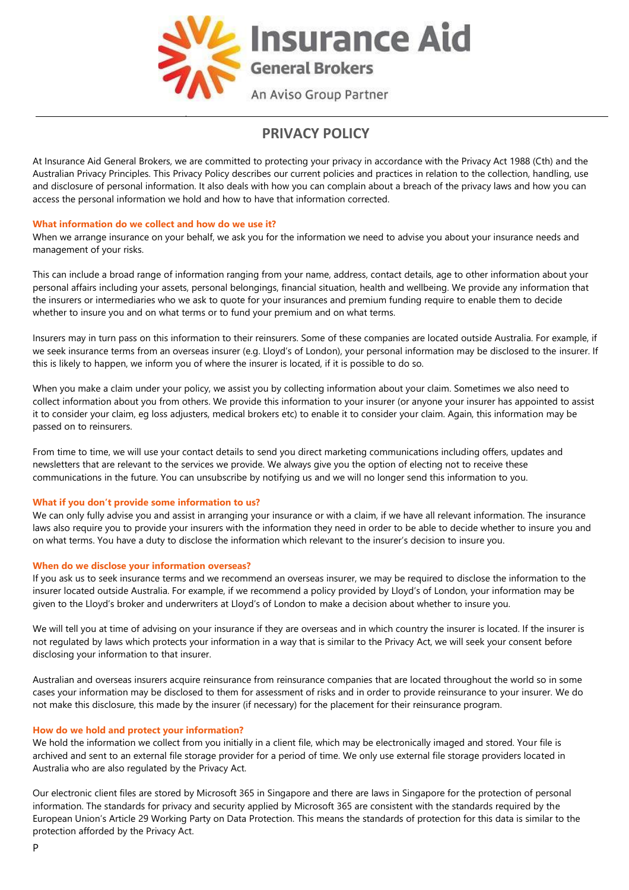Insurance Aid
General Brokers
An Aviso Group Partner

# PRIVACY POLICY

At Insurance Aid General Brokers, we are committed to protecting your privacy in accordance with the Privacy Act 1988 (Cth) and the Australian Privacy Principles. This Privacy Policy describes our current policies and practices in relation to the collection, handling, use and disclosure of personal information. It also deals with how you can complain about a breach of the privacy laws and how you can access the personal information we hold and how to have that information corrected.

### What information do we collect and how do we use it?

When we arrange insurance on your behalf, we ask you for the information we need to advise you about your insurance needs and management of your risks.

This can include a broad range of information ranging from your name, address, contact details, age to other information about your personal affairs including your assets, personal belongings, financial situation, health and wellbeing. We provide any information that the insurers or intermediaries who we ask to quote for your insurances and premium funding require to enable them to decide whether to insure you and on what terms or to fund your premium and on what terms.

Insurers may in turn pass on this information to their reinsurers. Some of these companies are located outside Australia. For example, if we seek insurance terms from an overseas insurer (e.g. Lloyd's of London), your personal information may be disclosed to the insurer. If this is likely to happen, we inform you of where the insurer is located, if it is possible to do so.

When you make a claim under your policy, we assist you by collecting information about your claim. Sometimes we also need to collect information about you from others. We provide this information to your insurer (or anyone your insurer has appointed to assist it to consider your claim, eg loss adjusters, medical brokers etc) to enable it to consider your claim. Again, this information may be passed on to reinsurers.

From time to time, we will use your contact details to send you direct marketing communications including offers, updates and newsletters that are relevant to the services we provide. We always give you the option of electing not to receive these communications in the future. You can unsubscribe by notifying us and we will no longer send this information to you.

### What if you don't provide some information to us?

We can only fully advise you and assist in arranging your insurance or with a claim, if we have all relevant information. The insurance laws also require you to provide your insurers with the information they need in order to be able to decide whether to insure you and on what terms. You have a duty to disclose the information which relevant to the insurer's decision to insure you.

### When do we disclose your information overseas?

If you ask us to seek insurance terms and we recommend an overseas insurer, we may be required to disclose the information to the insurer located outside Australia. For example, if we recommend a policy provided by Lloyd's of London, your information may be given to the Lloyd's broker and underwriters at Lloyd's of London to make a decision about whether to insure you.

We will tell you at time of advising on your insurance if they are overseas and in which country the insurer is located. If the insurer is not regulated by laws which protects your information in a way that is similar to the Privacy Act, we will seek your consent before disclosing your information to that insurer.

Australian and overseas insurers acquire reinsurance from reinsurance companies that are located throughout the world so in some cases your information may be disclosed to them for assessment of risks and in order to provide reinsurance to your insurer. We do not make this disclosure, this made by the insurer (if necessary) for the placement for their reinsurance program.

### How do we hold and protect your information?

We hold the information we collect from you initially in a client file, which may be electronically imaged and stored. Your file is archived and sent to an external file storage provider for a period of time. We only use external file storage providers located in Australia who are also regulated by the Privacy Act.

Our electronic client files are stored by Microsoft 365 in Singapore and there are laws in Singapore for the protection of personal information. The standards for privacy and security applied by Microsoft 365 are consistent with the standards required by the European Union's Article 29 Working Party on Data Protection. This means the standards of protection for this data is similar to the protection afforded by the Privacy Act.

P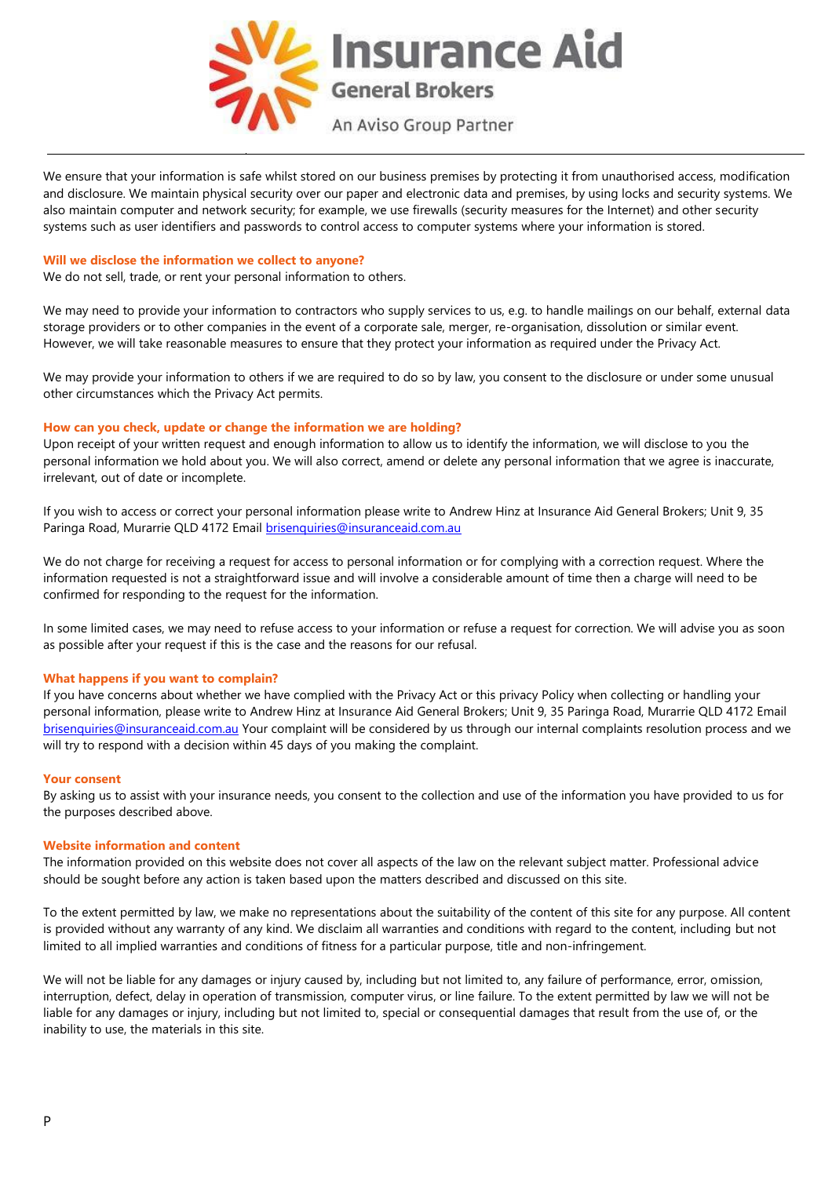We ensure that your information is safe whilst stored on our business premises by protecting it from unauthorised access, modification and disclosure. We maintain physical security over our paper and electronic data and premises, by using locks and security systems. We also maintain computer and network security; for example, we use firewalls (security measures for the Internet) and other security systems such as user identifiers and passwords to control access to computer systems where your information is stored.

**Will we disclose the information we collect to anyone?**

We do not sell, trade, or rent your personal information to others.

We may need to provide your information to contractors who supply services to us, e.g. to handle mailings on our behalf, external data storage providers or to other companies in the event of a corporate sale, merger, re-organisation, dissolution or similar event. However, we will take reasonable measures to ensure that they protect your information as required under the Privacy Act.

We may provide your information to others if we are required to do so by law, you consent to the disclosure or under some unusual other circumstances which the Privacy Act permits.

**How can you check, update or change the information we are holding?**

Upon receipt of your written request and enough information to allow us to identify the information, we will disclose to you the personal information we hold about you. We will also correct, amend or delete any personal information that we agree is inaccurate, irrelevant, out of date or incomplete.

If you wish to access or correct your personal information please write to Andrew Hinz at Insurance Aid General Brokers; Unit 9, 35 Paringa Road, Murarrie QLD 4172 Email brisenquiries@insuranceaid.com.au

We do not charge for receiving a request for access to personal information or for complying with a correction request. Where the information requested is not a straightforward issue and will involve a considerable amount of time then a charge will need to be confirmed for responding to the request for the information.

In some limited cases, we may need to refuse access to your information or refuse a request for correction. We will advise you as soon as possible after your request if this is the case and the reasons for our refusal.

**What happens if you want to complain?**

If you have concerns about whether we have complied with the Privacy Act or this privacy Policy when collecting or handling your personal information, please write to Andrew Hinz at Insurance Aid General Brokers; Unit 9, 35 Paringa Road, Murarrie QLD 4172 Email brisenquiries@insuranceaid.com.au Your complaint will be considered by us through our internal complaints resolution process and we will try to respond with a decision within 45 days of you making the complaint.

**Your consent**

By asking us to assist with your insurance needs, you consent to the collection and use of the information you have provided to us for the purposes described above.

**Website information and content**

The information provided on this website does not cover all aspects of the law on the relevant subject matter. Professional advice should be sought before any action is taken based upon the matters described and discussed on this site.

To the extent permitted by law, we make no representations about the suitability of the content of this site for any purpose. All content is provided without any warranty of any kind. We disclaim all warranties and conditions with regard to the content, including but not limited to all implied warranties and conditions of fitness for a particular purpose, title and non-infringement.

We will not be liable for any damages or injury caused by, including but not limited to, any failure of performance, error, omission, interruption, defect, delay in operation of transmission, computer virus, or line failure. To the extent permitted by law we will not be liable for any damages or injury, including but not limited to, special or consequential damages that result from the use of, or the inability to use, the materials in this site.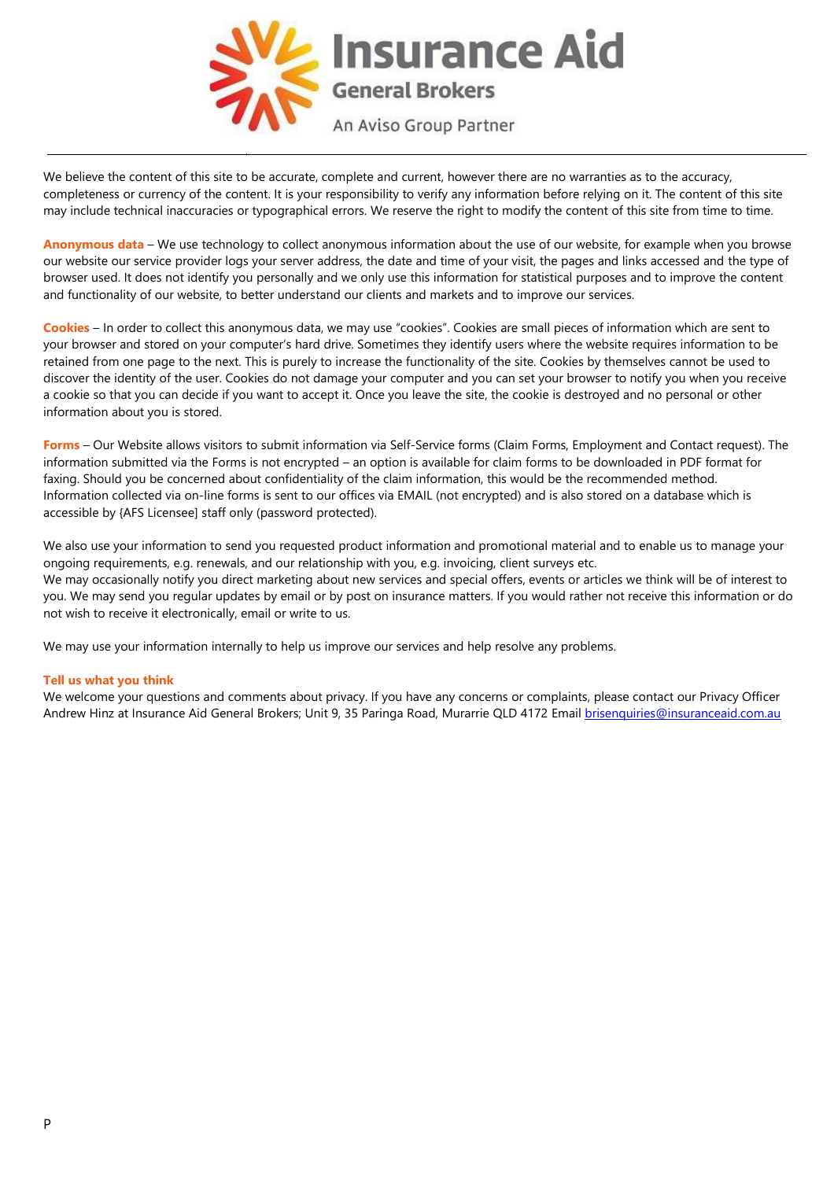We believe the content of this site to be accurate, complete and current, however there are no warranties as to the accuracy, completeness or currency of the content. It is your responsibility to verify any information before relying on it. The content of this site may include technical inaccuracies or typographical errors. We reserve the right to modify the content of this site from time to time.

**Anonymous data** – We use technology to collect anonymous information about the use of our website, for example when you browse our website our service provider logs your server address, the date and time of your visit, the pages and links accessed and the type of browser used. It does not identify you personally and we only use this information for statistical purposes and to improve the content and functionality of our website, to better understand our clients and markets and to improve our services.

**Cookies** – In order to collect this anonymous data, we may use "cookies". Cookies are small pieces of information which are sent to your browser and stored on your computer's hard drive. Sometimes they identify users where the website requires information to be retained from one page to the next. This is purely to increase the functionality of the site. Cookies by themselves cannot be used to discover the identity of the user. Cookies do not damage your computer and you can set your browser to notify you when you receive a cookie so that you can decide if you want to accept it. Once you leave the site, the cookie is destroyed and no personal or other information about you is stored.

**Forms** – Our Website allows visitors to submit information via Self-Service forms (Claim Forms, Employment and Contact request). The information submitted via the Forms is not encrypted – an option is available for claim forms to be downloaded in PDF format for faxing. Should you be concerned about confidentiality of the claim information, this would be the recommended method. Information collected via on-line forms is sent to our offices via EMAIL (not encrypted) and is also stored on a database which is accessible by {AFS Licensee] staff only (password protected).

We also use your information to send you requested product information and promotional material and to enable us to manage your ongoing requirements, e.g. renewals, and our relationship with you, e.g. invoicing, client surveys etc.
We may occasionally notify you direct marketing about new services and special offers, events or articles we think will be of interest to you. We may send you regular updates by email or by post on insurance matters. If you would rather not receive this information or do not wish to receive it electronically, email or write to us.

We may use your information internally to help us improve our services and help resolve any problems.

**Tell us what you think**

We welcome your questions and comments about privacy. If you have any concerns or complaints, please contact our Privacy Officer Andrew Hinz at Insurance Aid General Brokers; Unit 9, 35 Paringa Road, Murarrie QLD 4172 Email brisenquiries@insuranceaid.com.au